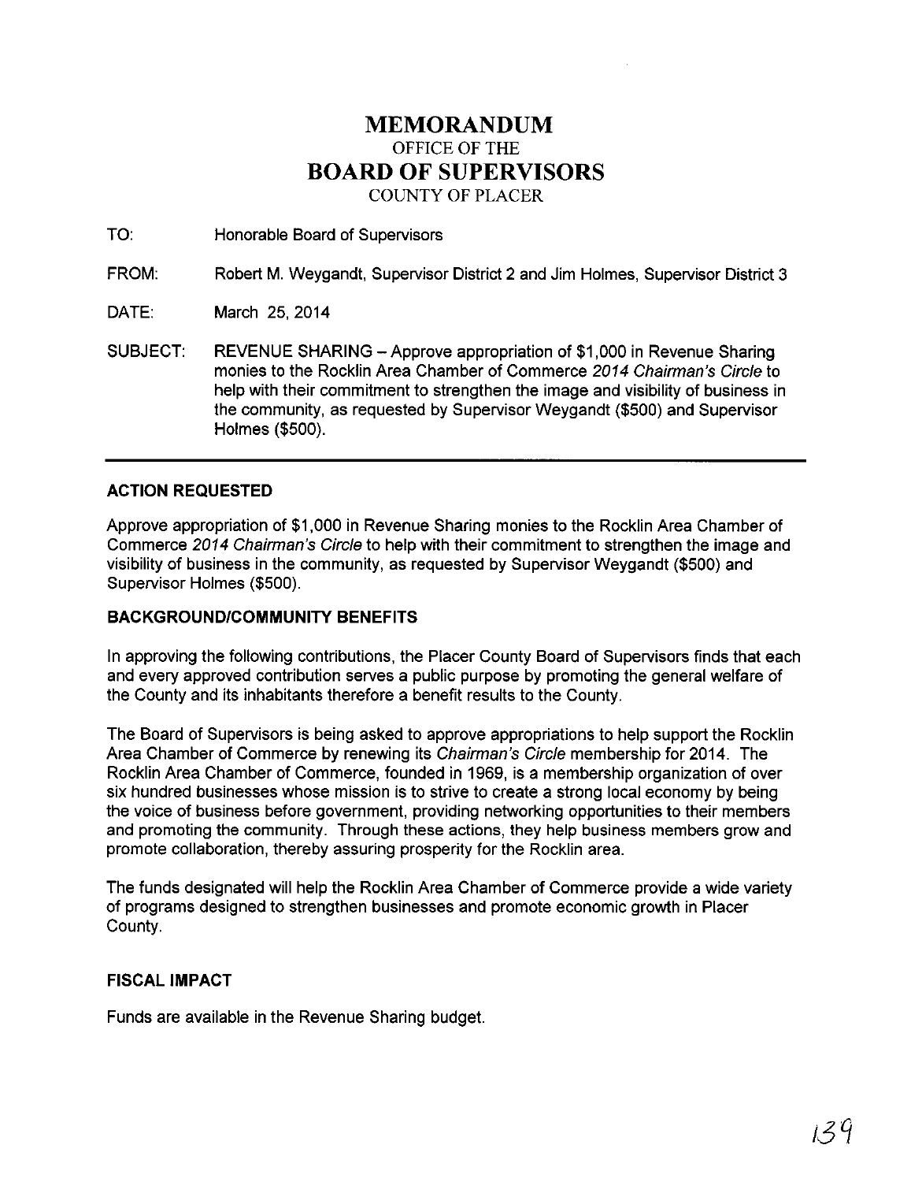# MEMORANDUM

OFFICE OF THE

# BOARD OF SUPERVISORS

COUNTY OF PLACER

TO: Honorable Board of Supervisors

FROM: Robert M. Weygandt, Supervisor District 2 and Jim Holmes, Supervisor District 3

DATE: March 25, 2014

SUBJECT: REVENUE SHARING – Approve appropriation of $1,000 in Revenue Sharing monies to the Rocklin Area Chamber of Commerce *2014 Chairman's Circle* to help with their commitment to strengthen the image and visibility of business in the community, as requested by Supervisor Weygandt ($500) and Supervisor Holmes ($500).

---

## ACTION REQUESTED

Approve appropriation of $1,000 in Revenue Sharing monies to the Rocklin Area Chamber of Commerce *2014 Chairman's Circle* to help with their commitment to strengthen the image and visibility of business in the community, as requested by Supervisor Weygandt ($500) and Supervisor Holmes ($500).

## BACKGROUND/COMMUNITY BENEFITS

In approving the following contributions, the Placer County Board of Supervisors finds that each and every approved contribution serves a public purpose by promoting the general welfare of the County and its inhabitants therefore a benefit results to the County.

The Board of Supervisors is being asked to approve appropriations to help support the Rocklin Area Chamber of Commerce by renewing its *Chairman's Circle* membership for 2014. The Rocklin Area Chamber of Commerce, founded in 1969, is a membership organization of over six hundred businesses whose mission is to strive to create a strong local economy by being the voice of business before government, providing networking opportunities to their members and promoting the community. Through these actions, they help business members grow and promote collaboration, thereby assuring prosperity for the Rocklin area.

The funds designated will help the Rocklin Area Chamber of Commerce provide a wide variety of programs designed to strengthen businesses and promote economic growth in Placer County.

## FISCAL IMPACT

Funds are available in the Revenue Sharing budget.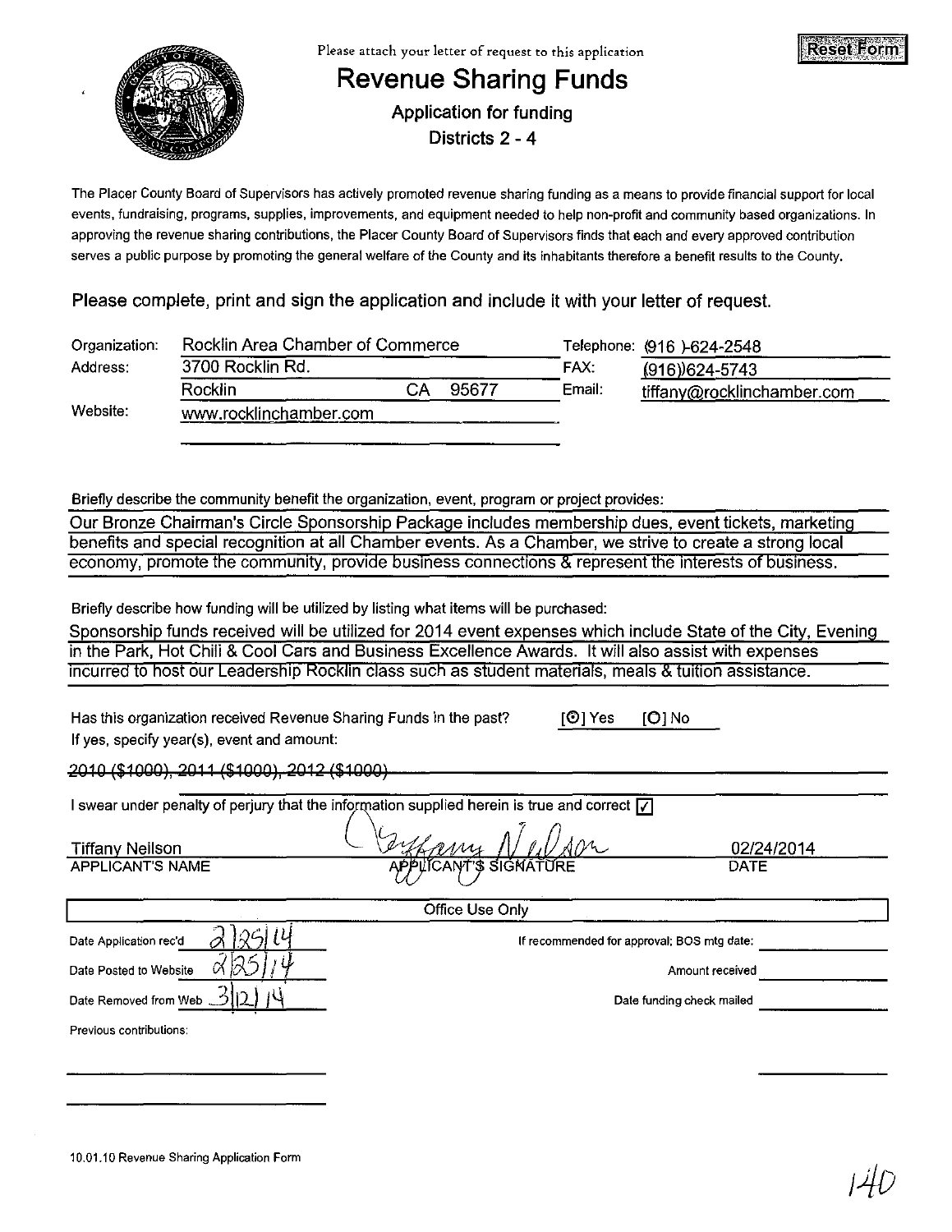Please attach your letter of request to this application

Reset Form

# Revenue Sharing Funds

## Application for funding

### Districts 2 - 4

The Placer County Board of Supervisors has actively promoted revenue sharing funding as a means to provide financial support for local events, fundraising, programs, supplies, improvements, and equipment needed to help non-profit and community based organizations. In approving the revenue sharing contributions, the Placer County Board of Supervisors finds that each and every approved contribution serves a public purpose by promoting the general welfare of the County and its inhabitants therefore a benefit results to the County.

**Please complete, print and sign the application and include it with your letter of request.**

| | | | |
|---|---|---|---|
| Organization: | Rocklin Area Chamber of Commerce | Telephone: | (916 )-624-2548 |
| Address: | 3700 Rocklin Rd. | FAX: | (916))624-5743 |
| | Rocklin CA 95677 | Email: | tiffany@rocklinchamber.com |
| Website: | www.rocklinchamber.com | | |

Briefly describe the community benefit the organization, event, program or project provides:

Our Bronze Chairman's Circle Sponsorship Package includes membership dues, event tickets, marketing benefits and special recognition at all Chamber events. As a Chamber, we strive to create a strong local economy, promote the community, provide business connections & represent the interests of business.

Briefly describe how funding will be utilized by listing what items will be purchased:

Sponsorship funds received will be utilized for 2014 event expenses which include State of the City, Evening in the Park, Hot Chili & Cool Cars and Business Excellence Awards. It will also assist with expenses incurred to host our Leadership Rocklin class such as student materials, meals & tuition assistance.

Has this organization received Revenue Sharing Funds in the past? [⦿] Yes [O] No

If yes, specify year(s), event and amount:

~~2010 ($1000), 2011 ($1000), 2012 ($1000)~~

I swear under penalty of perjury that the information supplied herein is true and correct ☑

| | | |
|---|---|---|
| Tiffany Neilson | Tiffany Neilson | 02/24/2014 |
| APPLICANT'S NAME | APPLICANT'S SIGNATURE | DATE |

**Office Use Only**

| | | | |
|---|---|---|---|
| Date Application rec'd | 2/25/14 | If recommended for approval: BOS mtg date: | |
| Date Posted to Website | 2/25/14 | Amount received | |
| Date Removed from Web | 3/12/14 | Date funding check mailed | |

Previous contributions:

10.01.10 Revenue Sharing Application Form